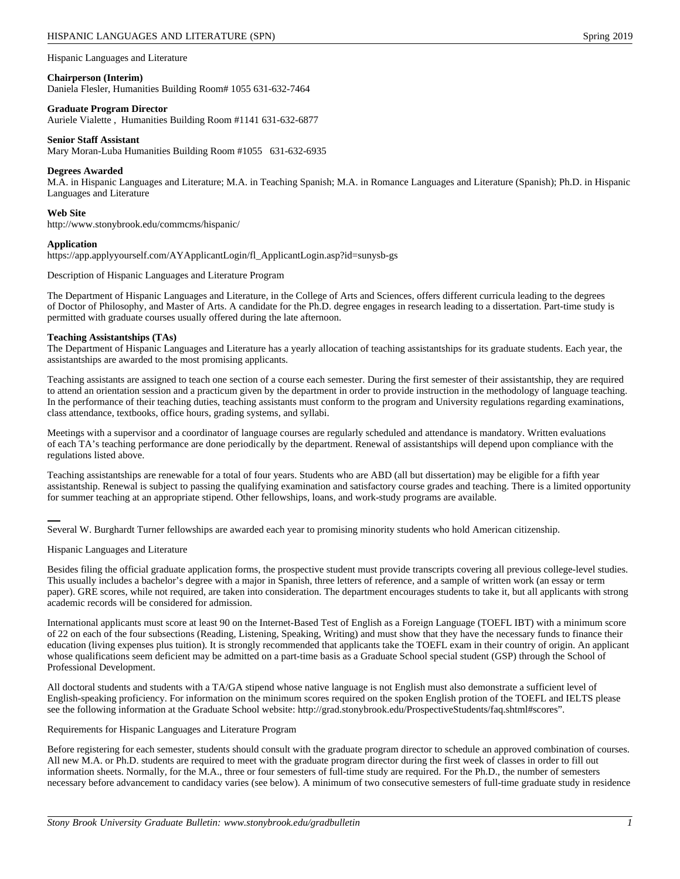Hispanic Languages and Literature

**Chairperson (Interim)**
Daniela Flesler, Humanities Building Room# 1055 631-632-7464

**Graduate Program Director**
Auriele Vialette , Humanities Building Room #1141 631-632-6877

**Senior Staff Assistant**
Mary Moran-Luba Humanities Building Room #1055 631-632-6935

**Degrees Awarded**
M.A. in Hispanic Languages and Literature; M.A. in Teaching Spanish; M.A. in Romance Languages and Literature (Spanish); Ph.D. in Hispanic Languages and Literature

**Web Site**
http://www.stonybrook.edu/commcms/hispanic/

**Application**
https://app.applyyourself.com/AYApplicantLogin/fl_ApplicantLogin.asp?id=sunysb-gs

Description of Hispanic Languages and Literature Program

The Department of Hispanic Languages and Literature, in the College of Arts and Sciences, offers different curricula leading to the degrees of Doctor of Philosophy, and Master of Arts. A candidate for the Ph.D. degree engages in research leading to a dissertation. Part-time study is permitted with graduate courses usually offered during the late afternoon.

**Teaching Assistantships (TAs)**
The Department of Hispanic Languages and Literature has a yearly allocation of teaching assistantships for its graduate students. Each year, the assistantships are awarded to the most promising applicants.

Teaching assistants are assigned to teach one section of a course each semester. During the first semester of their assistantship, they are required to attend an orientation session and a practicum given by the department in order to provide instruction in the methodology of language teaching. In the performance of their teaching duties, teaching assistants must conform to the program and University regulations regarding examinations, class attendance, textbooks, office hours, grading systems, and syllabi.

Meetings with a supervisor and a coordinator of language courses are regularly scheduled and attendance is mandatory. Written evaluations of each TA's teaching performance are done periodically by the department. Renewal of assistantships will depend upon compliance with the regulations listed above.

Teaching assistantships are renewable for a total of four years. Students who are ABD (all but dissertation) may be eligible for a fifth year assistantship. Renewal is subject to passing the qualifying examination and satisfactory course grades and teaching. There is a limited opportunity for summer teaching at an appropriate stipend. Other fellowships, loans, and work-study programs are available.

---

Several W. Burghardt Turner fellowships are awarded each year to promising minority students who hold American citizenship.

Hispanic Languages and Literature

Besides filing the official graduate application forms, the prospective student must provide transcripts covering all previous college-level studies. This usually includes a bachelor's degree with a major in Spanish, three letters of reference, and a sample of written work (an essay or term paper). GRE scores, while not required, are taken into consideration. The department encourages students to take it, but all applicants with strong academic records will be considered for admission.

International applicants must score at least 90 on the Internet-Based Test of English as a Foreign Language (TOEFL IBT) with a minimum score of 22 on each of the four subsections (Reading, Listening, Speaking, Writing) and must show that they have the necessary funds to finance their education (living expenses plus tuition). It is strongly recommended that applicants take the TOEFL exam in their country of origin. An applicant whose qualifications seem deficient may be admitted on a part-time basis as a Graduate School special student (GSP) through the School of Professional Development.

All doctoral students and students with a TA/GA stipend whose native language is not English must also demonstrate a sufficient level of English-speaking proficiency. For information on the minimum scores required on the spoken English protion of the TOEFL and IELTS please see the following information at the Graduate School website: http://grad.stonybrook.edu/ProspectiveStudents/faq.shtml#scores".

Requirements for Hispanic Languages and Literature Program

Before registering for each semester, students should consult with the graduate program director to schedule an approved combination of courses. All new M.A. or Ph.D. students are required to meet with the graduate program director during the first week of classes in order to fill out information sheets. Normally, for the M.A., three or four semesters of full-time study are required. For the Ph.D., the number of semesters necessary before advancement to candidacy varies (see below). A minimum of two consecutive semesters of full-time graduate study in residence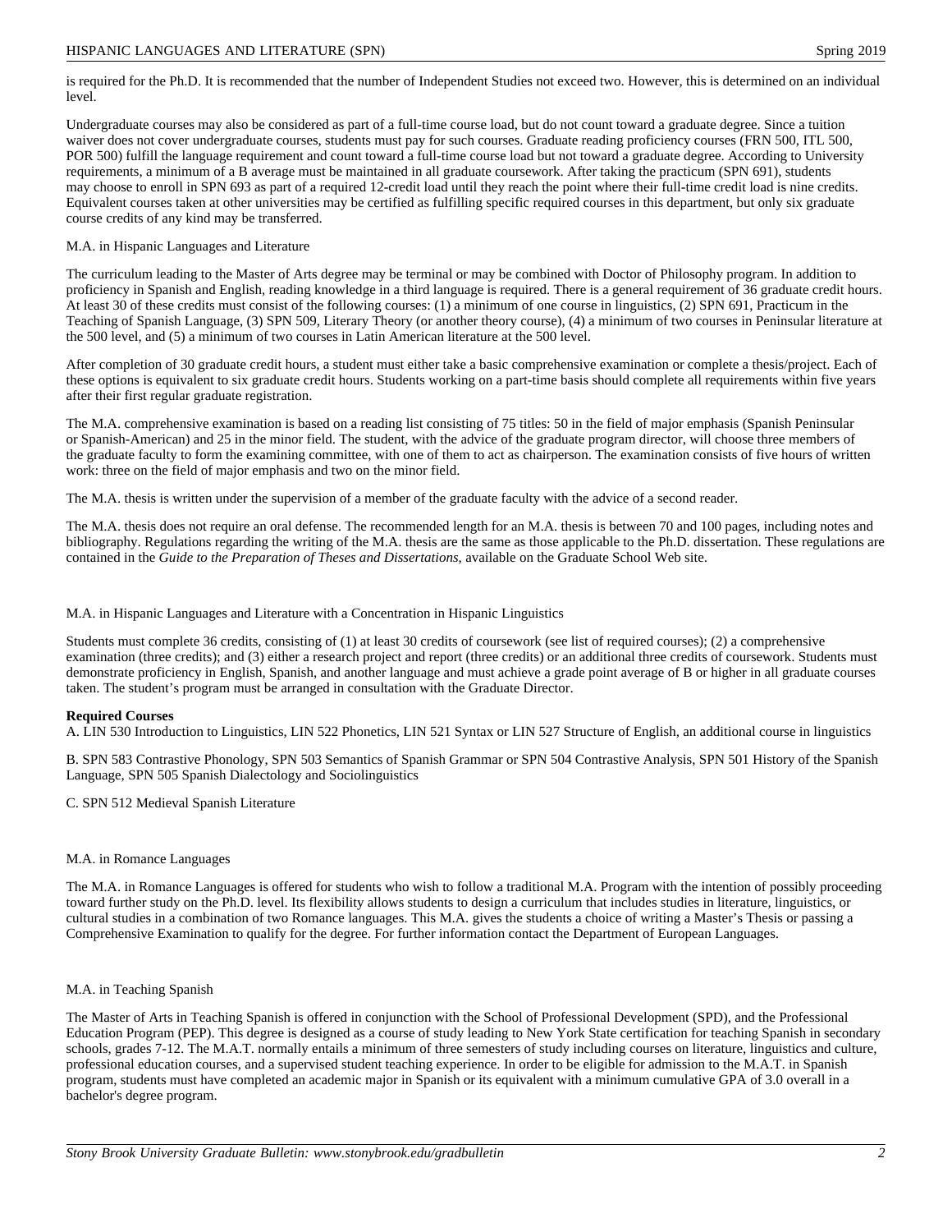is required for the Ph.D. It is recommended that the number of Independent Studies not exceed two. However, this is determined on an individual level.

Undergraduate courses may also be considered as part of a full-time course load, but do not count toward a graduate degree. Since a tuition waiver does not cover undergraduate courses, students must pay for such courses. Graduate reading proficiency courses (FRN 500, ITL 500, POR 500) fulfill the language requirement and count toward a full-time course load but not toward a graduate degree. According to University requirements, a minimum of a B average must be maintained in all graduate coursework. After taking the practicum (SPN 691), students may choose to enroll in SPN 693 as part of a required 12-credit load until they reach the point where their full-time credit load is nine credits. Equivalent courses taken at other universities may be certified as fulfilling specific required courses in this department, but only six graduate course credits of any kind may be transferred.

## M.A. in Hispanic Languages and Literature

The curriculum leading to the Master of Arts degree may be terminal or may be combined with Doctor of Philosophy program. In addition to proficiency in Spanish and English, reading knowledge in a third language is required. There is a general requirement of 36 graduate credit hours. At least 30 of these credits must consist of the following courses: (1) a minimum of one course in linguistics, (2) SPN 691, Practicum in the Teaching of Spanish Language, (3) SPN 509, Literary Theory (or another theory course), (4) a minimum of two courses in Peninsular literature at the 500 level, and (5) a minimum of two courses in Latin American literature at the 500 level.

After completion of 30 graduate credit hours, a student must either take a basic comprehensive examination or complete a thesis/project. Each of these options is equivalent to six graduate credit hours. Students working on a part-time basis should complete all requirements within five years after their first regular graduate registration.

The M.A. comprehensive examination is based on a reading list consisting of 75 titles: 50 in the field of major emphasis (Spanish Peninsular or Spanish-American) and 25 in the minor field. The student, with the advice of the graduate program director, will choose three members of the graduate faculty to form the examining committee, with one of them to act as chairperson. The examination consists of five hours of written work: three on the field of major emphasis and two on the minor field.

The M.A. thesis is written under the supervision of a member of the graduate faculty with the advice of a second reader.

The M.A. thesis does not require an oral defense. The recommended length for an M.A. thesis is between 70 and 100 pages, including notes and bibliography. Regulations regarding the writing of the M.A. thesis are the same as those applicable to the Ph.D. dissertation. These regulations are contained in the *Guide to the Preparation of Theses and Dissertations,* available on the Graduate School Web site.

## M.A. in Hispanic Languages and Literature with a Concentration in Hispanic Linguistics

Students must complete 36 credits, consisting of (1) at least 30 credits of coursework (see list of required courses); (2) a comprehensive examination (three credits); and (3) either a research project and report (three credits) or an additional three credits of coursework. Students must demonstrate proficiency in English, Spanish, and another language and must achieve a grade point average of B or higher in all graduate courses taken. The student's program must be arranged in consultation with the Graduate Director.

**Required Courses**

A. LIN 530 Introduction to Linguistics, LIN 522 Phonetics, LIN 521 Syntax or LIN 527 Structure of English, an additional course in linguistics

B. SPN 583 Contrastive Phonology, SPN 503 Semantics of Spanish Grammar or SPN 504 Contrastive Analysis, SPN 501 History of the Spanish Language, SPN 505 Spanish Dialectology and Sociolinguistics

C. SPN 512 Medieval Spanish Literature

## M.A. in Romance Languages

The M.A. in Romance Languages is offered for students who wish to follow a traditional M.A. Program with the intention of possibly proceeding toward further study on the Ph.D. level. Its flexibility allows students to design a curriculum that includes studies in literature, linguistics, or cultural studies in a combination of two Romance languages. This M.A. gives the students a choice of writing a Master's Thesis or passing a Comprehensive Examination to qualify for the degree. For further information contact the Department of European Languages.

## M.A. in Teaching Spanish

The Master of Arts in Teaching Spanish is offered in conjunction with the School of Professional Development (SPD), and the Professional Education Program (PEP). This degree is designed as a course of study leading to New York State certification for teaching Spanish in secondary schools, grades 7-12. The M.A.T. normally entails a minimum of three semesters of study including courses on literature, linguistics and culture, professional education courses, and a supervised student teaching experience. In order to be eligible for admission to the M.A.T. in Spanish program, students must have completed an academic major in Spanish or its equivalent with a minimum cumulative GPA of 3.0 overall in a bachelor's degree program.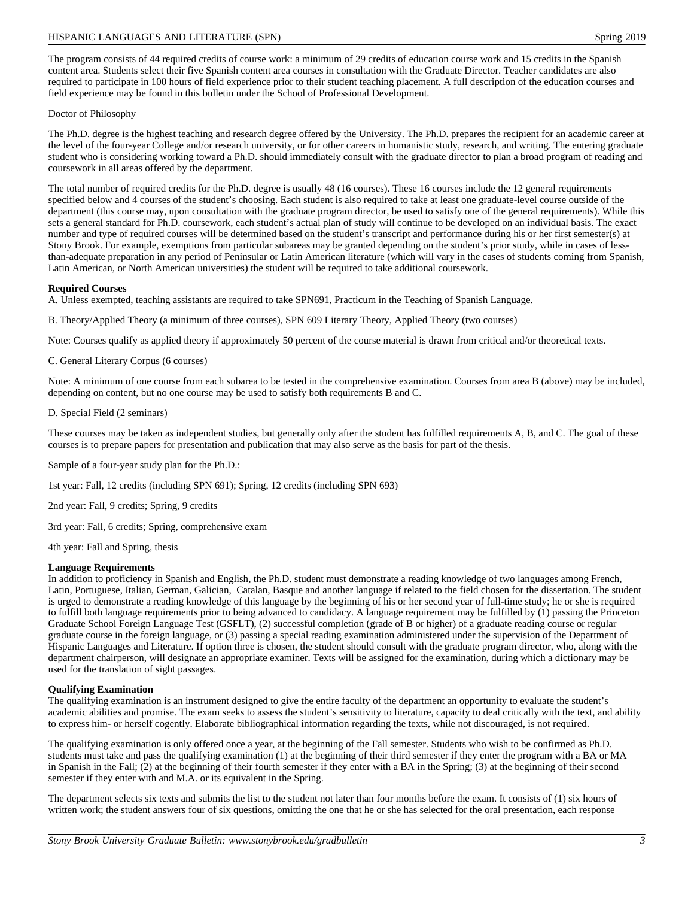The program consists of 44 required credits of course work: a minimum of 29 credits of education course work and 15 credits in the Spanish content area. Students select their five Spanish content area courses in consultation with the Graduate Director. Teacher candidates are also required to participate in 100 hours of field experience prior to their student teaching placement. A full description of the education courses and field experience may be found in this bulletin under the School of Professional Development.

Doctor of Philosophy

The Ph.D. degree is the highest teaching and research degree offered by the University. The Ph.D. prepares the recipient for an academic career at the level of the four-year College and/or research university, or for other careers in humanistic study, research, and writing. The entering graduate student who is considering working toward a Ph.D. should immediately consult with the graduate director to plan a broad program of reading and coursework in all areas offered by the department.

The total number of required credits for the Ph.D. degree is usually 48 (16 courses). These 16 courses include the 12 general requirements specified below and 4 courses of the student's choosing. Each student is also required to take at least one graduate-level course outside of the department (this course may, upon consultation with the graduate program director, be used to satisfy one of the general requirements). While this sets a general standard for Ph.D. coursework, each student's actual plan of study will continue to be developed on an individual basis. The exact number and type of required courses will be determined based on the student's transcript and performance during his or her first semester(s) at Stony Brook. For example, exemptions from particular subareas may be granted depending on the student's prior study, while in cases of less-than-adequate preparation in any period of Peninsular or Latin American literature (which will vary in the cases of students coming from Spanish, Latin American, or North American universities) the student will be required to take additional coursework.

**Required Courses**

A. Unless exempted, teaching assistants are required to take SPN691, Practicum in the Teaching of Spanish Language.

B. Theory/Applied Theory (a minimum of three courses), SPN 609 Literary Theory, Applied Theory (two courses)

Note: Courses qualify as applied theory if approximately 50 percent of the course material is drawn from critical and/or theoretical texts.

C. General Literary Corpus (6 courses)

Note: A minimum of one course from each subarea to be tested in the comprehensive examination. Courses from area B (above) may be included, depending on content, but no one course may be used to satisfy both requirements B and C.

D. Special Field (2 seminars)

These courses may be taken as independent studies, but generally only after the student has fulfilled requirements A, B, and C. The goal of these courses is to prepare papers for presentation and publication that may also serve as the basis for part of the thesis.

Sample of a four-year study plan for the Ph.D.:

1st year: Fall, 12 credits (including SPN 691); Spring, 12 credits (including SPN 693)

2nd year: Fall, 9 credits; Spring, 9 credits

3rd year: Fall, 6 credits; Spring, comprehensive exam

4th year: Fall and Spring, thesis

**Language Requirements**

In addition to proficiency in Spanish and English, the Ph.D. student must demonstrate a reading knowledge of two languages among French, Latin, Portuguese, Italian, German, Galician, Catalan, Basque and another language if related to the field chosen for the dissertation. The student is urged to demonstrate a reading knowledge of this language by the beginning of his or her second year of full-time study; he or she is required to fulfill both language requirements prior to being advanced to candidacy. A language requirement may be fulfilled by (1) passing the Princeton Graduate School Foreign Language Test (GSFLT), (2) successful completion (grade of B or higher) of a graduate reading course or regular graduate course in the foreign language, or (3) passing a special reading examination administered under the supervision of the Department of Hispanic Languages and Literature. If option three is chosen, the student should consult with the graduate program director, who, along with the department chairperson, will designate an appropriate examiner. Texts will be assigned for the examination, during which a dictionary may be used for the translation of sight passages.

**Qualifying Examination**

The qualifying examination is an instrument designed to give the entire faculty of the department an opportunity to evaluate the student's academic abilities and promise. The exam seeks to assess the student's sensitivity to literature, capacity to deal critically with the text, and ability to express him- or herself cogently. Elaborate bibliographical information regarding the texts, while not discouraged, is not required.

The qualifying examination is only offered once a year, at the beginning of the Fall semester. Students who wish to be confirmed as Ph.D. students must take and pass the qualifying examination (1) at the beginning of their third semester if they enter the program with a BA or MA in Spanish in the Fall; (2) at the beginning of their fourth semester if they enter with a BA in the Spring; (3) at the beginning of their second semester if they enter with and M.A. or its equivalent in the Spring.

The department selects six texts and submits the list to the student not later than four months before the exam. It consists of (1) six hours of written work; the student answers four of six questions, omitting the one that he or she has selected for the oral presentation, each response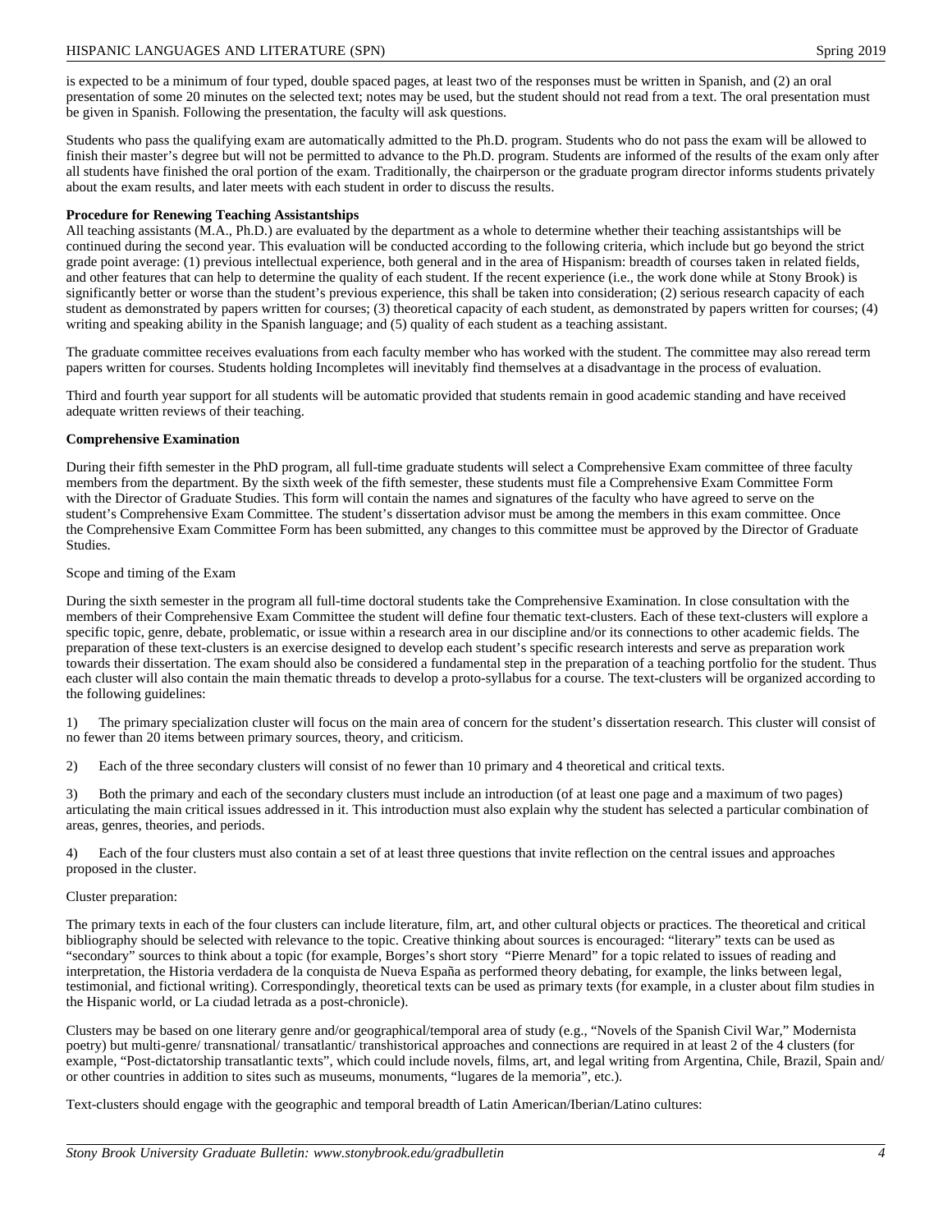is expected to be a minimum of four typed, double spaced pages, at least two of the responses must be written in Spanish, and (2) an oral presentation of some 20 minutes on the selected text; notes may be used, but the student should not read from a text. The oral presentation must be given in Spanish. Following the presentation, the faculty will ask questions.

Students who pass the qualifying exam are automatically admitted to the Ph.D. program. Students who do not pass the exam will be allowed to finish their master's degree but will not be permitted to advance to the Ph.D. program. Students are informed of the results of the exam only after all students have finished the oral portion of the exam. Traditionally, the chairperson or the graduate program director informs students privately about the exam results, and later meets with each student in order to discuss the results.

**Procedure for Renewing Teaching Assistantships**

All teaching assistants (M.A., Ph.D.) are evaluated by the department as a whole to determine whether their teaching assistantships will be continued during the second year. This evaluation will be conducted according to the following criteria, which include but go beyond the strict grade point average: (1) previous intellectual experience, both general and in the area of Hispanism: breadth of courses taken in related fields, and other features that can help to determine the quality of each student. If the recent experience (i.e., the work done while at Stony Brook) is significantly better or worse than the student's previous experience, this shall be taken into consideration; (2) serious research capacity of each student as demonstrated by papers written for courses; (3) theoretical capacity of each student, as demonstrated by papers written for courses; (4) writing and speaking ability in the Spanish language; and (5) quality of each student as a teaching assistant.

The graduate committee receives evaluations from each faculty member who has worked with the student. The committee may also reread term papers written for courses. Students holding Incompletes will inevitably find themselves at a disadvantage in the process of evaluation.

Third and fourth year support for all students will be automatic provided that students remain in good academic standing and have received adequate written reviews of their teaching.

**Comprehensive Examination**

During their fifth semester in the PhD program, all full-time graduate students will select a Comprehensive Exam committee of three faculty members from the department. By the sixth week of the fifth semester, these students must file a Comprehensive Exam Committee Form with the Director of Graduate Studies. This form will contain the names and signatures of the faculty who have agreed to serve on the student's Comprehensive Exam Committee. The student's dissertation advisor must be among the members in this exam committee. Once the Comprehensive Exam Committee Form has been submitted, any changes to this committee must be approved by the Director of Graduate Studies.

Scope and timing of the Exam

During the sixth semester in the program all full-time doctoral students take the Comprehensive Examination. In close consultation with the members of their Comprehensive Exam Committee the student will define four thematic text-clusters. Each of these text-clusters will explore a specific topic, genre, debate, problematic, or issue within a research area in our discipline and/or its connections to other academic fields. The preparation of these text-clusters is an exercise designed to develop each student's specific research interests and serve as preparation work towards their dissertation. The exam should also be considered a fundamental step in the preparation of a teaching portfolio for the student. Thus each cluster will also contain the main thematic threads to develop a proto-syllabus for a course. The text-clusters will be organized according to the following guidelines:

1) The primary specialization cluster will focus on the main area of concern for the student's dissertation research. This cluster will consist of no fewer than 20 items between primary sources, theory, and criticism.

2) Each of the three secondary clusters will consist of no fewer than 10 primary and 4 theoretical and critical texts.

3) Both the primary and each of the secondary clusters must include an introduction (of at least one page and a maximum of two pages) articulating the main critical issues addressed in it. This introduction must also explain why the student has selected a particular combination of areas, genres, theories, and periods.

4) Each of the four clusters must also contain a set of at least three questions that invite reflection on the central issues and approaches proposed in the cluster.

Cluster preparation:

The primary texts in each of the four clusters can include literature, film, art, and other cultural objects or practices. The theoretical and critical bibliography should be selected with relevance to the topic. Creative thinking about sources is encouraged: "literary" texts can be used as "secondary" sources to think about a topic (for example, Borges's short story "Pierre Menard" for a topic related to issues of reading and interpretation, the Historia verdadera de la conquista de Nueva España as performed theory debating, for example, the links between legal, testimonial, and fictional writing). Correspondingly, theoretical texts can be used as primary texts (for example, in a cluster about film studies in the Hispanic world, or La ciudad letrada as a post-chronicle).

Clusters may be based on one literary genre and/or geographical/temporal area of study (e.g., "Novels of the Spanish Civil War," Modernista poetry) but multi-genre/ transnational/ transatlantic/ transhistorical approaches and connections are required in at least 2 of the 4 clusters (for example, "Post-dictatorship transatlantic texts", which could include novels, films, art, and legal writing from Argentina, Chile, Brazil, Spain and/ or other countries in addition to sites such as museums, monuments, "lugares de la memoria", etc.).

Text-clusters should engage with the geographic and temporal breadth of Latin American/Iberian/Latino cultures: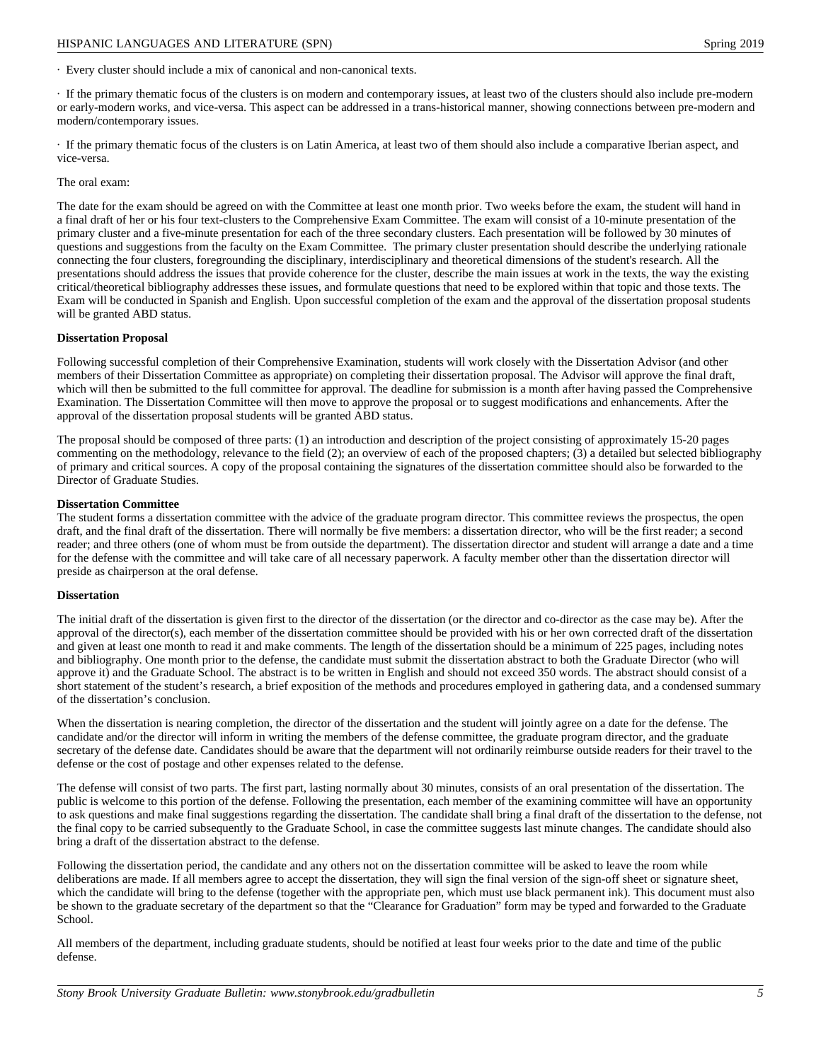· Every cluster should include a mix of canonical and non-canonical texts.

· If the primary thematic focus of the clusters is on modern and contemporary issues, at least two of the clusters should also include pre-modern or early-modern works, and vice-versa. This aspect can be addressed in a trans-historical manner, showing connections between pre-modern and modern/contemporary issues.

· If the primary thematic focus of the clusters is on Latin America, at least two of them should also include a comparative Iberian aspect, and vice-versa.

The oral exam:

The date for the exam should be agreed on with the Committee at least one month prior. Two weeks before the exam, the student will hand in a final draft of her or his four text-clusters to the Comprehensive Exam Committee. The exam will consist of a 10-minute presentation of the primary cluster and a five-minute presentation for each of the three secondary clusters. Each presentation will be followed by 30 minutes of questions and suggestions from the faculty on the Exam Committee. The primary cluster presentation should describe the underlying rationale connecting the four clusters, foregrounding the disciplinary, interdisciplinary and theoretical dimensions of the student's research. All the presentations should address the issues that provide coherence for the cluster, describe the main issues at work in the texts, the way the existing critical/theoretical bibliography addresses these issues, and formulate questions that need to be explored within that topic and those texts. The Exam will be conducted in Spanish and English. Upon successful completion of the exam and the approval of the dissertation proposal students will be granted ABD status.

**Dissertation Proposal**

Following successful completion of their Comprehensive Examination, students will work closely with the Dissertation Advisor (and other members of their Dissertation Committee as appropriate) on completing their dissertation proposal. The Advisor will approve the final draft, which will then be submitted to the full committee for approval. The deadline for submission is a month after having passed the Comprehensive Examination. The Dissertation Committee will then move to approve the proposal or to suggest modifications and enhancements. After the approval of the dissertation proposal students will be granted ABD status.

The proposal should be composed of three parts: (1) an introduction and description of the project consisting of approximately 15-20 pages commenting on the methodology, relevance to the field (2); an overview of each of the proposed chapters; (3) a detailed but selected bibliography of primary and critical sources. A copy of the proposal containing the signatures of the dissertation committee should also be forwarded to the Director of Graduate Studies.

**Dissertation Committee**

The student forms a dissertation committee with the advice of the graduate program director. This committee reviews the prospectus, the open draft, and the final draft of the dissertation. There will normally be five members: a dissertation director, who will be the first reader; a second reader; and three others (one of whom must be from outside the department). The dissertation director and student will arrange a date and a time for the defense with the committee and will take care of all necessary paperwork. A faculty member other than the dissertation director will preside as chairperson at the oral defense.

**Dissertation**

The initial draft of the dissertation is given first to the director of the dissertation (or the director and co-director as the case may be). After the approval of the director(s), each member of the dissertation committee should be provided with his or her own corrected draft of the dissertation and given at least one month to read it and make comments. The length of the dissertation should be a minimum of 225 pages, including notes and bibliography. One month prior to the defense, the candidate must submit the dissertation abstract to both the Graduate Director (who will approve it) and the Graduate School. The abstract is to be written in English and should not exceed 350 words. The abstract should consist of a short statement of the student's research, a brief exposition of the methods and procedures employed in gathering data, and a condensed summary of the dissertation's conclusion.

When the dissertation is nearing completion, the director of the dissertation and the student will jointly agree on a date for the defense. The candidate and/or the director will inform in writing the members of the defense committee, the graduate program director, and the graduate secretary of the defense date. Candidates should be aware that the department will not ordinarily reimburse outside readers for their travel to the defense or the cost of postage and other expenses related to the defense.

The defense will consist of two parts. The first part, lasting normally about 30 minutes, consists of an oral presentation of the dissertation. The public is welcome to this portion of the defense. Following the presentation, each member of the examining committee will have an opportunity to ask questions and make final suggestions regarding the dissertation. The candidate shall bring a final draft of the dissertation to the defense, not the final copy to be carried subsequently to the Graduate School, in case the committee suggests last minute changes. The candidate should also bring a draft of the dissertation abstract to the defense.

Following the dissertation period, the candidate and any others not on the dissertation committee will be asked to leave the room while deliberations are made. If all members agree to accept the dissertation, they will sign the final version of the sign-off sheet or signature sheet, which the candidate will bring to the defense (together with the appropriate pen, which must use black permanent ink). This document must also be shown to the graduate secretary of the department so that the "Clearance for Graduation" form may be typed and forwarded to the Graduate School.

All members of the department, including graduate students, should be notified at least four weeks prior to the date and time of the public defense.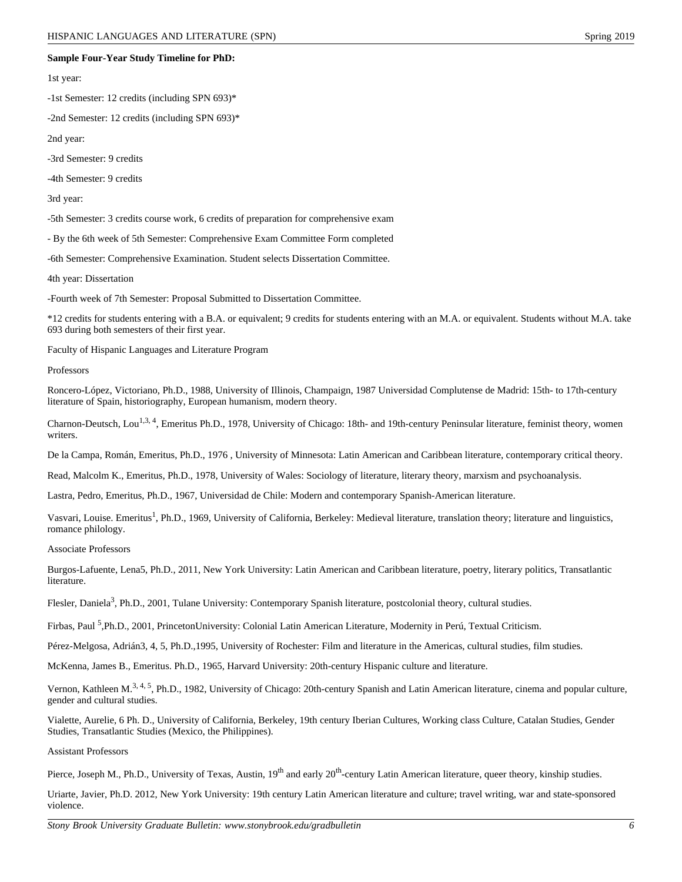**Sample Four-Year Study Timeline for PhD:**

1st year:

-1st Semester: 12 credits (including SPN 693)*

-2nd Semester: 12 credits (including SPN 693)*

2nd year:

-3rd Semester: 9 credits

-4th Semester: 9 credits

3rd year:

-5th Semester: 3 credits course work, 6 credits of preparation for comprehensive exam

- By the 6th week of 5th Semester: Comprehensive Exam Committee Form completed

-6th Semester: Comprehensive Examination. Student selects Dissertation Committee.

4th year: Dissertation

-Fourth week of 7th Semester: Proposal Submitted to Dissertation Committee.

*12 credits for students entering with a B.A. or equivalent; 9 credits for students entering with an M.A. or equivalent. Students without M.A. take 693 during both semesters of their first year.

Faculty of Hispanic Languages and Literature Program

Professors

Roncero-López, Victoriano, Ph.D., 1988, University of Illinois, Champaign, 1987 Universidad Complutense de Madrid: 15th- to 17th-century literature of Spain, historiography, European humanism, modern theory.

Charnon-Deutsch, Lou[1,3, 4], Emeritus Ph.D., 1978, University of Chicago: 18th- and 19th-century Peninsular literature, feminist theory, women writers.

De la Campa, Román, Emeritus, Ph.D., 1976 , University of Minnesota: Latin American and Caribbean literature, contemporary critical theory.

Read, Malcolm K., Emeritus, Ph.D., 1978, University of Wales: Sociology of literature, literary theory, marxism and psychoanalysis.

Lastra, Pedro, Emeritus, Ph.D., 1967, Universidad de Chile: Modern and contemporary Spanish-American literature.

Vasvari, Louise. Emeritus[1], Ph.D., 1969, University of California, Berkeley: Medieval literature, translation theory; literature and linguistics, romance philology.

Associate Professors

Burgos-Lafuente, Lena5, Ph.D., 2011, New York University: Latin American and Caribbean literature, poetry, literary politics, Transatlantic literature.

Flesler, Daniela[3], Ph.D., 2001, Tulane University: Contemporary Spanish literature, postcolonial theory, cultural studies.

Firbas, Paul [5],Ph.D., 2001, PrincetonUniversity: Colonial Latin American Literature, Modernity in Perú, Textual Criticism.

Pérez-Melgosa, Adrián3, 4, 5, Ph.D.,1995, University of Rochester: Film and literature in the Americas, cultural studies, film studies.

McKenna, James B., Emeritus. Ph.D., 1965, Harvard University: 20th-century Hispanic culture and literature.

Vernon, Kathleen M.[3, 4, 5], Ph.D., 1982, University of Chicago: 20th-century Spanish and Latin American literature, cinema and popular culture, gender and cultural studies.

Vialette, Aurelie, 6 Ph. D., University of California, Berkeley, 19th century Iberian Cultures, Working class Culture, Catalan Studies, Gender Studies, Transatlantic Studies (Mexico, the Philippines).

Assistant Professors

Pierce, Joseph M., Ph.D., University of Texas, Austin, 19th and early 20th-century Latin American literature, queer theory, kinship studies.

Uriarte, Javier, Ph.D. 2012, New York University: 19th century Latin American literature and culture; travel writing, war and state-sponsored violence.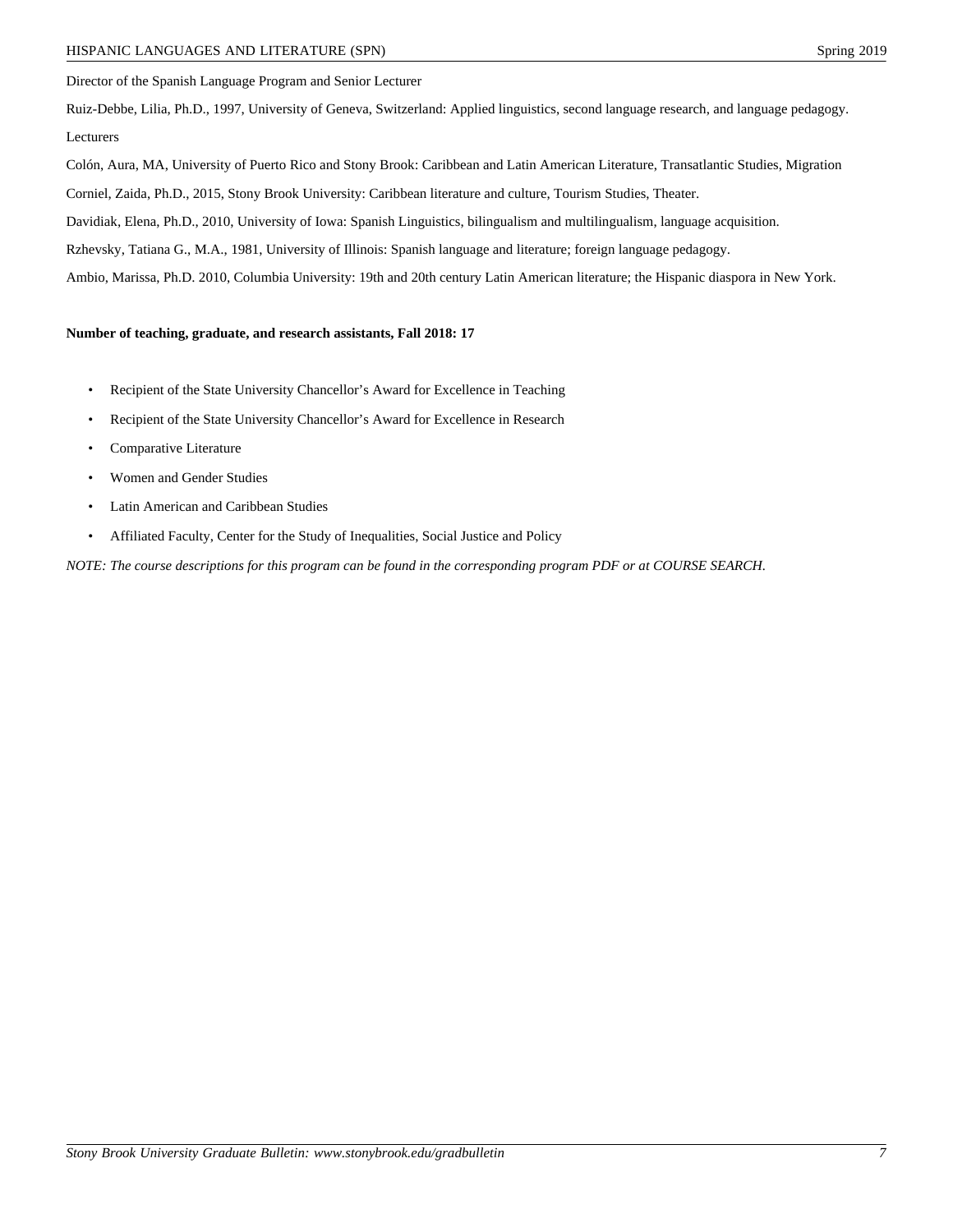Director of the Spanish Language Program and Senior Lecturer

Ruiz-Debbe, Lilia, Ph.D., 1997, University of Geneva, Switzerland: Applied linguistics, second language research, and language pedagogy.

Lecturers

Colón, Aura, MA, University of Puerto Rico and Stony Brook: Caribbean and Latin American Literature, Transatlantic Studies, Migration

Corniel, Zaida, Ph.D., 2015, Stony Brook University: Caribbean literature and culture, Tourism Studies, Theater.

Davidiak, Elena, Ph.D., 2010, University of Iowa: Spanish Linguistics, bilingualism and multilingualism, language acquisition.

Rzhevsky, Tatiana G., M.A., 1981, University of Illinois: Spanish language and literature; foreign language pedagogy.

Ambio, Marissa, Ph.D. 2010, Columbia University: 19th and 20th century Latin American literature; the Hispanic diaspora in New York.

**Number of teaching, graduate, and research assistants, Fall 2018: 17**

- Recipient of the State University Chancellor's Award for Excellence in Teaching
- Recipient of the State University Chancellor's Award for Excellence in Research
- Comparative Literature
- Women and Gender Studies
- Latin American and Caribbean Studies
- Affiliated Faculty, Center for the Study of Inequalities, Social Justice and Policy

*NOTE: The course descriptions for this program can be found in the corresponding program PDF or at COURSE SEARCH.*